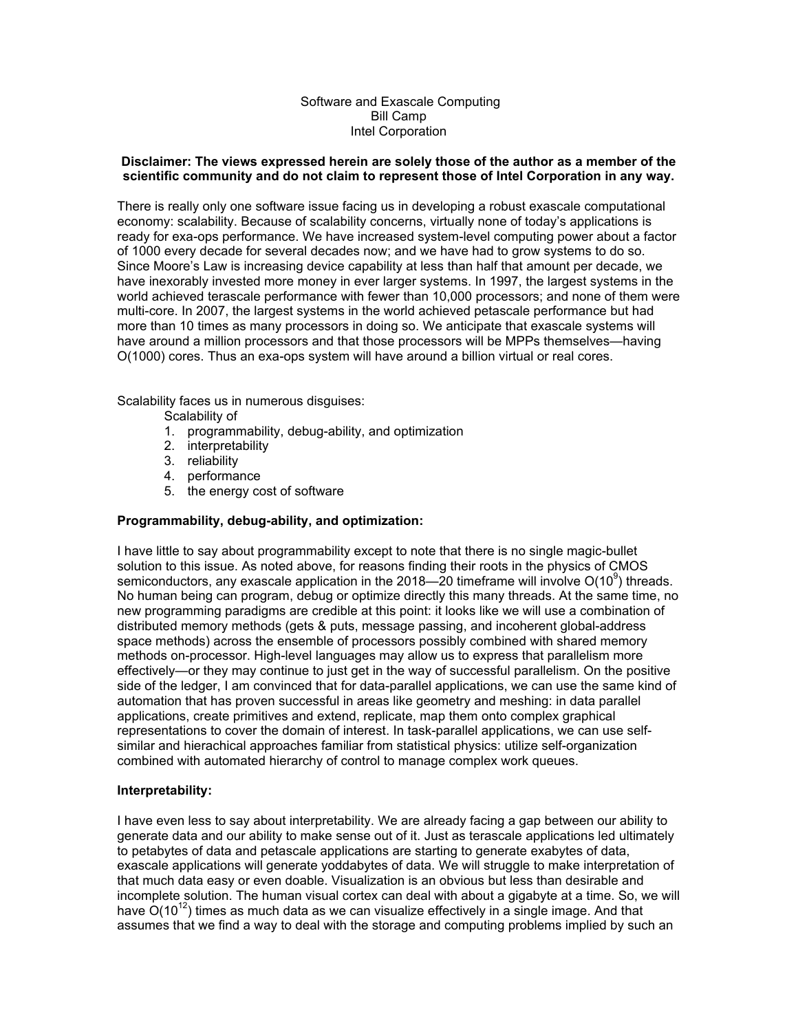Software and Exascale Computing
Bill Camp
Intel Corporation

**Disclaimer: The views expressed herein are solely those of the author as a member of the scientific community and do not claim to represent those of Intel Corporation in any way.**

There is really only one software issue facing us in developing a robust exascale computational economy: scalability. Because of scalability concerns, virtually none of today's applications is ready for exa-ops performance. We have increased system-level computing power about a factor of 1000 every decade for several decades now; and we have had to grow systems to do so. Since Moore's Law is increasing device capability at less than half that amount per decade, we have inexorably invested more money in ever larger systems. In 1997, the largest systems in the world achieved terascale performance with fewer than 10,000 processors; and none of them were multi-core. In 2007, the largest systems in the world achieved petascale performance but had more than 10 times as many processors in doing so. We anticipate that exascale systems will have around a million processors and that those processors will be MPPs themselves—having O(1000) cores. Thus an exa-ops system will have around a billion virtual or real cores.

Scalability faces us in numerous disguises:

Scalability of

1. programmability, debug-ability, and optimization
2. interpretability
3. reliability
4. performance
5. the energy cost of software

**Programmability, debug-ability, and optimization:**

I have little to say about programmability except to note that there is no single magic-bullet solution to this issue. As noted above, for reasons finding their roots in the physics of CMOS semiconductors, any exascale application in the 2018—20 timeframe will involve $O(10^9)$ threads. No human being can program, debug or optimize directly this many threads. At the same time, no new programming paradigms are credible at this point: it looks like we will use a combination of distributed memory methods (gets & puts, message passing, and incoherent global-address space methods) across the ensemble of processors possibly combined with shared memory methods on-processor. High-level languages may allow us to express that parallelism more effectively—or they may continue to just get in the way of successful parallelism. On the positive side of the ledger, I am convinced that for data-parallel applications, we can use the same kind of automation that has proven successful in areas like geometry and meshing: in data parallel applications, create primitives and extend, replicate, map them onto complex graphical representations to cover the domain of interest. In task-parallel applications, we can use self-similar and hierachical approaches familiar from statistical physics: utilize self-organization combined with automated hierarchy of control to manage complex work queues.

**Interpretability:**

I have even less to say about interpretability. We are already facing a gap between our ability to generate data and our ability to make sense out of it. Just as terascale applications led ultimately to petabytes of data and petascale applications are starting to generate exabytes of data, exascale applications will generate yoddabytes of data. We will struggle to make interpretation of that much data easy or even doable. Visualization is an obvious but less than desirable and incomplete solution. The human visual cortex can deal with about a gigabyte at a time. So, we will have $O(10^{12})$ times as much data as we can visualize effectively in a single image. And that assumes that we find a way to deal with the storage and computing problems implied by such an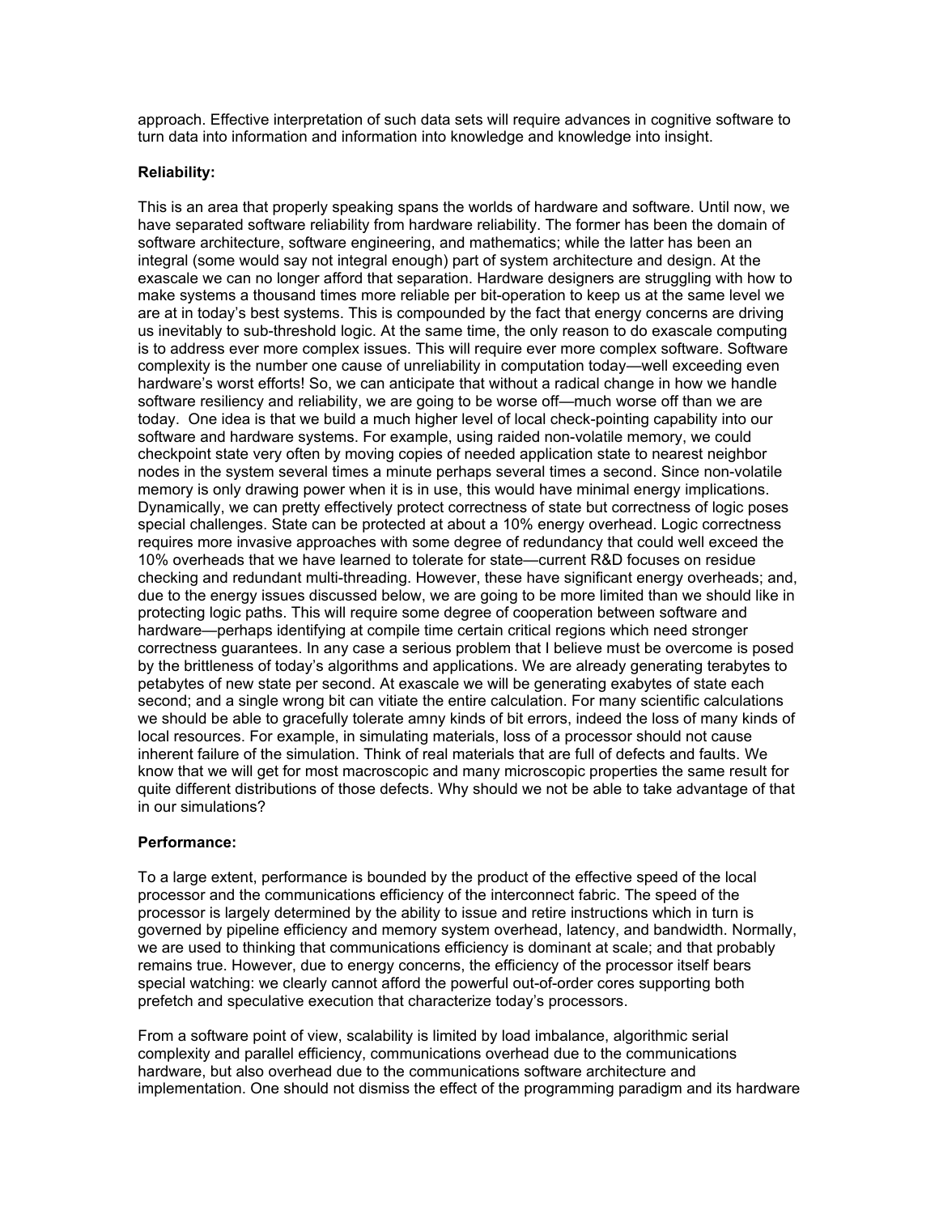approach. Effective interpretation of such data sets will require advances in cognitive software to turn data into information and information into knowledge and knowledge into insight.

**Reliability:**

This is an area that properly speaking spans the worlds of hardware and software. Until now, we have separated software reliability from hardware reliability. The former has been the domain of software architecture, software engineering, and mathematics; while the latter has been an integral (some would say not integral enough) part of system architecture and design. At the exascale we can no longer afford that separation. Hardware designers are struggling with how to make systems a thousand times more reliable per bit-operation to keep us at the same level we are at in today's best systems. This is compounded by the fact that energy concerns are driving us inevitably to sub-threshold logic. At the same time, the only reason to do exascale computing is to address ever more complex issues. This will require ever more complex software. Software complexity is the number one cause of unreliability in computation today—well exceeding even hardware's worst efforts! So, we can anticipate that without a radical change in how we handle software resiliency and reliability, we are going to be worse off—much worse off than we are today. One idea is that we build a much higher level of local check-pointing capability into our software and hardware systems. For example, using raided non-volatile memory, we could checkpoint state very often by moving copies of needed application state to nearest neighbor nodes in the system several times a minute perhaps several times a second. Since non-volatile memory is only drawing power when it is in use, this would have minimal energy implications. Dynamically, we can pretty effectively protect correctness of state but correctness of logic poses special challenges. State can be protected at about a 10% energy overhead. Logic correctness requires more invasive approaches with some degree of redundancy that could well exceed the 10% overheads that we have learned to tolerate for state—current R&D focuses on residue checking and redundant multi-threading. However, these have significant energy overheads; and, due to the energy issues discussed below, we are going to be more limited than we should like in protecting logic paths. This will require some degree of cooperation between software and hardware—perhaps identifying at compile time certain critical regions which need stronger correctness guarantees. In any case a serious problem that I believe must be overcome is posed by the brittleness of today's algorithms and applications. We are already generating terabytes to petabytes of new state per second. At exascale we will be generating exabytes of state each second; and a single wrong bit can vitiate the entire calculation. For many scientific calculations we should be able to gracefully tolerate amny kinds of bit errors, indeed the loss of many kinds of local resources. For example, in simulating materials, loss of a processor should not cause inherent failure of the simulation. Think of real materials that are full of defects and faults. We know that we will get for most macroscopic and many microscopic properties the same result for quite different distributions of those defects. Why should we not be able to take advantage of that in our simulations?

**Performance:**

To a large extent, performance is bounded by the product of the effective speed of the local processor and the communications efficiency of the interconnect fabric. The speed of the processor is largely determined by the ability to issue and retire instructions which in turn is governed by pipeline efficiency and memory system overhead, latency, and bandwidth. Normally, we are used to thinking that communications efficiency is dominant at scale; and that probably remains true. However, due to energy concerns, the efficiency of the processor itself bears special watching: we clearly cannot afford the powerful out-of-order cores supporting both prefetch and speculative execution that characterize today's processors.

From a software point of view, scalability is limited by load imbalance, algorithmic serial complexity and parallel efficiency, communications overhead due to the communications hardware, but also overhead due to the communications software architecture and implementation. One should not dismiss the effect of the programming paradigm and its hardware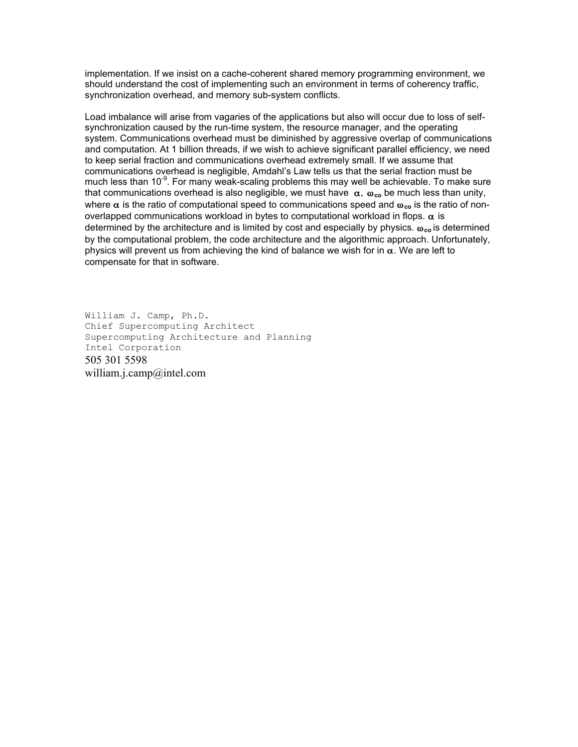implementation. If we insist on a cache-coherent shared memory programming environment, we should understand the cost of implementing such an environment in terms of coherency traffic, synchronization overhead, and memory sub-system conflicts.

Load imbalance will arise from vagaries of the applications but also will occur due to loss of self-synchronization caused by the run-time system, the resource manager, and the operating system. Communications overhead must be diminished by aggressive overlap of communications and computation. At 1 billion threads, if we wish to achieve significant parallel efficiency, we need to keep serial fraction and communications overhead extremely small. If we assume that communications overhead is negligible, Amdahl's Law tells us that the serial fraction must be much less than $10^{-9}$. For many weak-scaling problems this may well be achievable. To make sure that communications overhead is also negligible, we must have $\alpha . \omega_{co}$ be much less than unity, where $\alpha$ is the ratio of computational speed to communications speed and $\omega_{co}$ is the ratio of non-overlapped communications workload in bytes to computational workload in flops. $\alpha$ is determined by the architecture and is limited by cost and especially by physics. $\omega_{co}$ is determined by the computational problem, the code architecture and the algorithmic approach. Unfortunately, physics will prevent us from achieving the kind of balance we wish for in $\alpha$. We are left to compensate for that in software.

William J. Camp, Ph.D.
Chief Supercomputing Architect
Supercomputing Architecture and Planning
Intel Corporation
505 301 5598
william.j.camp@intel.com